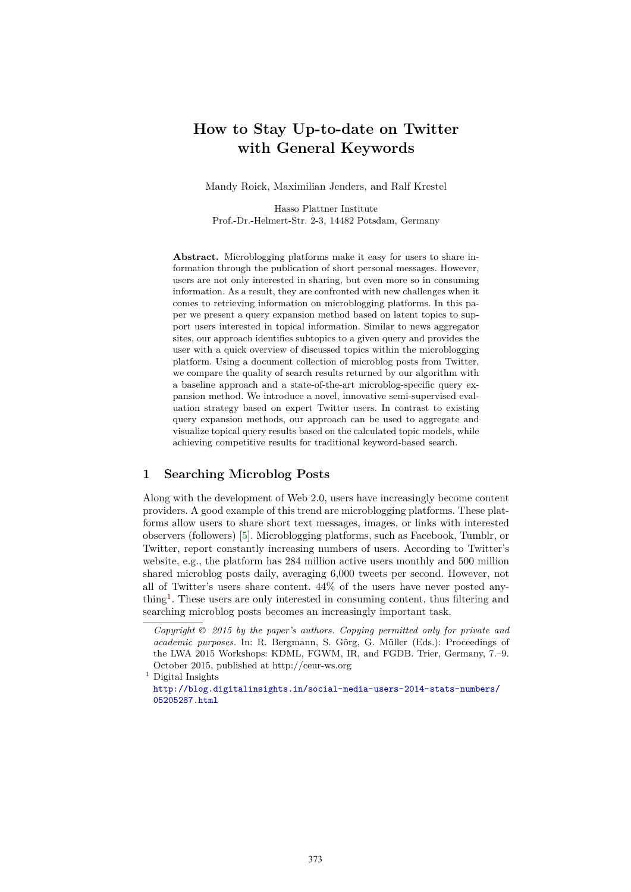# How to Stay Up-to-date on Twitter with General Keywords

Mandy Roick, Maximilian Jenders, and Ralf Krestel

Hasso Plattner Institute
Prof.-Dr.-Helmert-Str. 2-3, 14482 Potsdam, Germany

**Abstract.** Microblogging platforms make it easy for users to share information through the publication of short personal messages. However, users are not only interested in sharing, but even more so in consuming information. As a result, they are confronted with new challenges when it comes to retrieving information on microblogging platforms. In this paper we present a query expansion method based on latent topics to support users interested in topical information. Similar to news aggregator sites, our approach identifies subtopics to a given query and provides the user with a quick overview of discussed topics within the microblogging platform. Using a document collection of microblog posts from Twitter, we compare the quality of search results returned by our algorithm with a baseline approach and a state-of-the-art microblog-specific query expansion method. We introduce a novel, innovative semi-supervised evaluation strategy based on expert Twitter users. In contrast to existing query expansion methods, our approach can be used to aggregate and visualize topical query results based on the calculated topic models, while achieving competitive results for traditional keyword-based search.

## 1 Searching Microblog Posts

Along with the development of Web 2.0, users have increasingly become content providers. A good example of this trend are microblogging platforms. These platforms allow users to share short text messages, images, or links with interested observers (followers) [5]. Microblogging platforms, such as Facebook, Tumblr, or Twitter, report constantly increasing numbers of users. According to Twitter's website, e.g., the platform has 284 million active users monthly and 500 million shared microblog posts daily, averaging 6,000 tweets per second. However, not all of Twitter's users share content. 44% of the users have never posted anything[1]. These users are only interested in consuming content, thus filtering and searching microblog posts becomes an increasingly important task.

*Copyright © 2015 by the paper's authors. Copying permitted only for private and academic purposes.* In: R. Bergmann, S. Görg, G. Müller (Eds.): Proceedings of the LWA 2015 Workshops: KDML, FGWM, IR, and FGDB. Trier, Germany, 7.–9. October 2015, published at http://ceur-ws.org

[1] Digital Insights http://blog.digitalinsights.in/social-media-users-2014-stats-numbers/05205287.html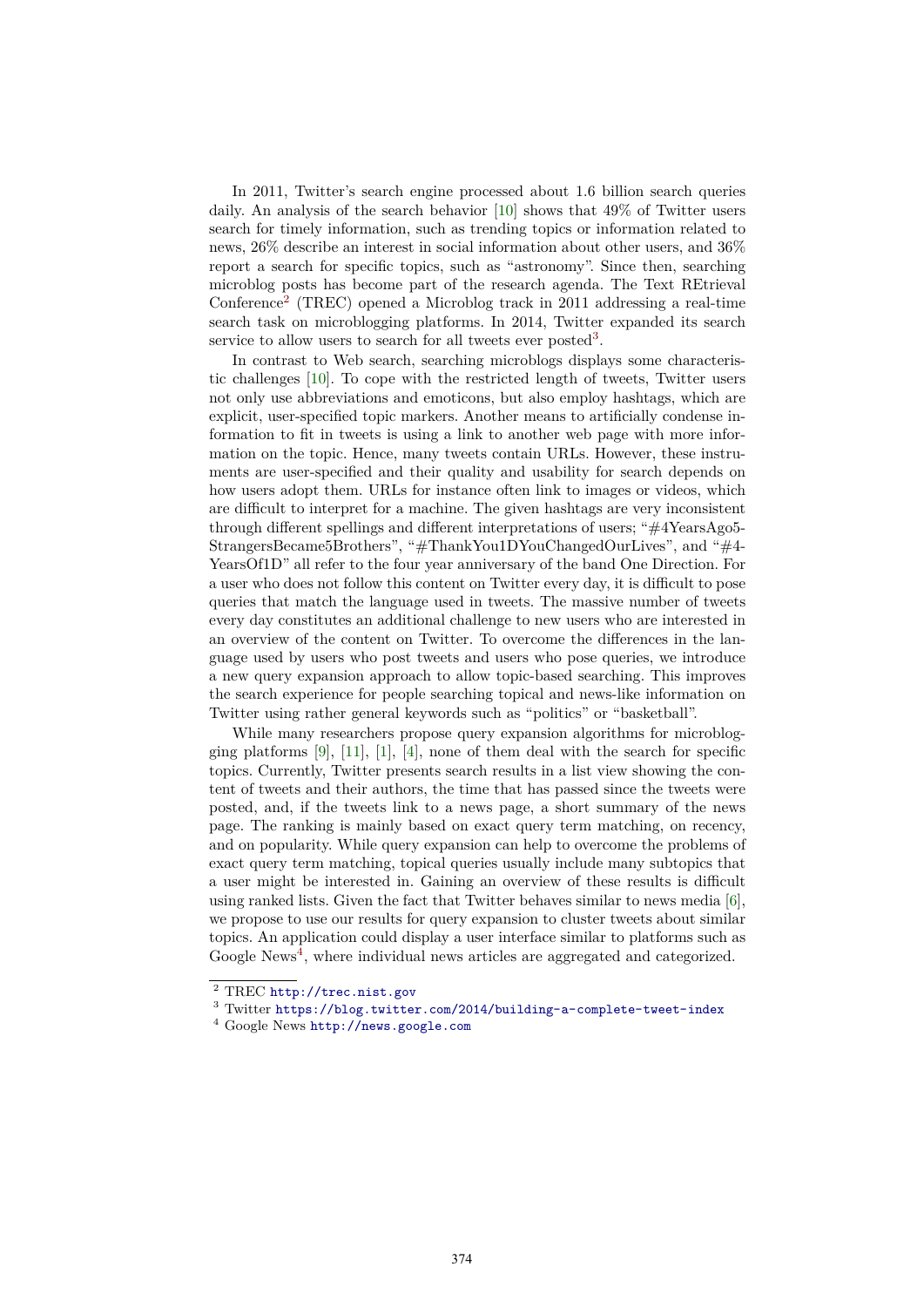In 2011, Twitter's search engine processed about 1.6 billion search queries daily. An analysis of the search behavior [10] shows that 49% of Twitter users search for timely information, such as trending topics or information related to news, 26% describe an interest in social information about other users, and 36% report a search for specific topics, such as "astronomy". Since then, searching microblog posts has become part of the research agenda. The Text REtrieval Conference[2] (TREC) opened a Microblog track in 2011 addressing a real-time search task on microblogging platforms. In 2014, Twitter expanded its search service to allow users to search for all tweets ever posted[3].

In contrast to Web search, searching microblogs displays some characteristic challenges [10]. To cope with the restricted length of tweets, Twitter users not only use abbreviations and emoticons, but also employ hashtags, which are explicit, user-specified topic markers. Another means to artificially condense information to fit in tweets is using a link to another web page with more information on the topic. Hence, many tweets contain URLs. However, these instruments are user-specified and their quality and usability for search depends on how users adopt them. URLs for instance often link to images or videos, which are difficult to interpret for a machine. The given hashtags are very inconsistent through different spellings and different interpretations of users; "#4YearsAgo5-StrangersBecame5Brothers", "#ThankYou1DYouChangedOurLives", and "#4-YearsOf1D" all refer to the four year anniversary of the band One Direction. For a user who does not follow this content on Twitter every day, it is difficult to pose queries that match the language used in tweets. The massive number of tweets every day constitutes an additional challenge to new users who are interested in an overview of the content on Twitter. To overcome the differences in the language used by users who post tweets and users who pose queries, we introduce a new query expansion approach to allow topic-based searching. This improves the search experience for people searching topical and news-like information on Twitter using rather general keywords such as "politics" or "basketball".

While many researchers propose query expansion algorithms for microblogging platforms [9], [11], [1], [4], none of them deal with the search for specific topics. Currently, Twitter presents search results in a list view showing the content of tweets and their authors, the time that has passed since the tweets were posted, and, if the tweets link to a news page, a short summary of the news page. The ranking is mainly based on exact query term matching, on recency, and on popularity. While query expansion can help to overcome the problems of exact query term matching, topical queries usually include many subtopics that a user might be interested in. Gaining an overview of these results is difficult using ranked lists. Given the fact that Twitter behaves similar to news media [6], we propose to use our results for query expansion to cluster tweets about similar topics. An application could display a user interface similar to platforms such as Google News[4], where individual news articles are aggregated and categorized.

---

[2] TREC http://trec.nist.gov

[3] Twitter https://blog.twitter.com/2014/building-a-complete-tweet-index

[4] Google News http://news.google.com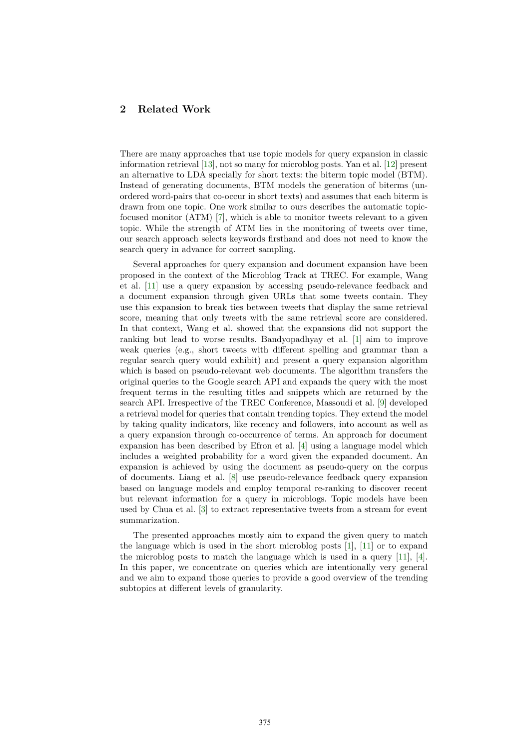## 2 Related Work

There are many approaches that use topic models for query expansion in classic information retrieval [13], not so many for microblog posts. Yan et al. [12] present an alternative to LDA specially for short texts: the biterm topic model (BTM). Instead of generating documents, BTM models the generation of biterms (unordered word-pairs that co-occur in short texts) and assumes that each biterm is drawn from one topic. One work similar to ours describes the automatic topic-focused monitor (ATM) [7], which is able to monitor tweets relevant to a given topic. While the strength of ATM lies in the monitoring of tweets over time, our search approach selects keywords firsthand and does not need to know the search query in advance for correct sampling.

Several approaches for query expansion and document expansion have been proposed in the context of the Microblog Track at TREC. For example, Wang et al. [11] use a query expansion by accessing pseudo-relevance feedback and a document expansion through given URLs that some tweets contain. They use this expansion to break ties between tweets that display the same retrieval score, meaning that only tweets with the same retrieval score are considered. In that context, Wang et al. showed that the expansions did not support the ranking but lead to worse results. Bandyopadhyay et al. [1] aim to improve weak queries (e.g., short tweets with different spelling and grammar than a regular search query would exhibit) and present a query expansion algorithm which is based on pseudo-relevant web documents. The algorithm transfers the original queries to the Google search API and expands the query with the most frequent terms in the resulting titles and snippets which are returned by the search API. Irrespective of the TREC Conference, Massoudi et al. [9] developed a retrieval model for queries that contain trending topics. They extend the model by taking quality indicators, like recency and followers, into account as well as a query expansion through co-occurrence of terms. An approach for document expansion has been described by Efron et al. [4] using a language model which includes a weighted probability for a word given the expanded document. An expansion is achieved by using the document as pseudo-query on the corpus of documents. Liang et al. [8] use pseudo-relevance feedback query expansion based on language models and employ temporal re-ranking to discover recent but relevant information for a query in microblogs. Topic models have been used by Chua et al. [3] to extract representative tweets from a stream for event summarization.

The presented approaches mostly aim to expand the given query to match the language which is used in the short microblog posts [1], [11] or to expand the microblog posts to match the language which is used in a query [11], [4]. In this paper, we concentrate on queries which are intentionally very general and we aim to expand those queries to provide a good overview of the trending subtopics at different levels of granularity.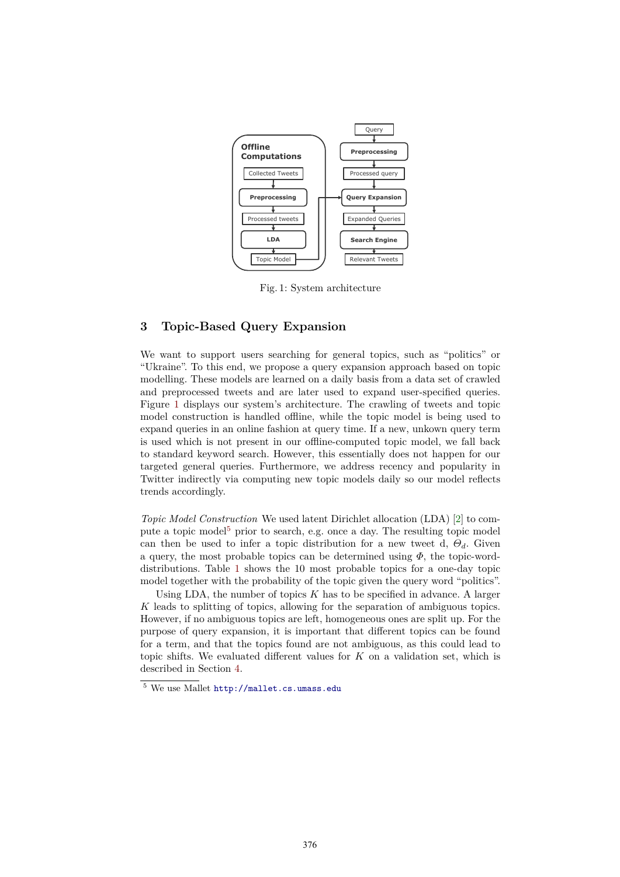Offline Computations

Collected Tweets

Preprocessing

Processed tweets

LDA

Topic Model

Query

Preprocessing

Processed query

Query Expansion

Expanded Queries

Search Engine

Relevant Tweets

Fig. 1: System architecture

## 3 Topic-Based Query Expansion

We want to support users searching for general topics, such as “politics” or “Ukraine”. To this end, we propose a query expansion approach based on topic modelling. These models are learned on a daily basis from a data set of crawled and preprocessed tweets and are later used to expand user-specified queries. Figure 1 displays our system’s architecture. The crawling of tweets and topic model construction is handled offline, while the topic model is being used to expand queries in an online fashion at query time. If a new, unkown query term is used which is not present in our offline-computed topic model, we fall back to standard keyword search. However, this essentially does not happen for our targeted general queries. Furthermore, we address recency and popularity in Twitter indirectly via computing new topic models daily so our model reflects trends accordingly.

*Topic Model Construction* We used latent Dirichlet allocation (LDA) [2] to compute a topic model[5] prior to search, e.g. once a day. The resulting topic model can then be used to infer a topic distribution for a new tweet d, $\Theta_d$. Given a query, the most probable topics can be determined using $\Phi$, the topic-word-distributions. Table 1 shows the 10 most probable topics for a one-day topic model together with the probability of the topic given the query word “politics”.

Using LDA, the number of topics $K$ has to be specified in advance. A larger $K$ leads to splitting of topics, allowing for the separation of ambiguous topics. However, if no ambiguous topics are left, homogeneous ones are split up. For the purpose of query expansion, it is important that different topics can be found for a term, and that the topics found are not ambiguous, as this could lead to topic shifts. We evaluated different values for $K$ on a validation set, which is described in Section 4.

[5] We use Mallet http://mallet.cs.umass.edu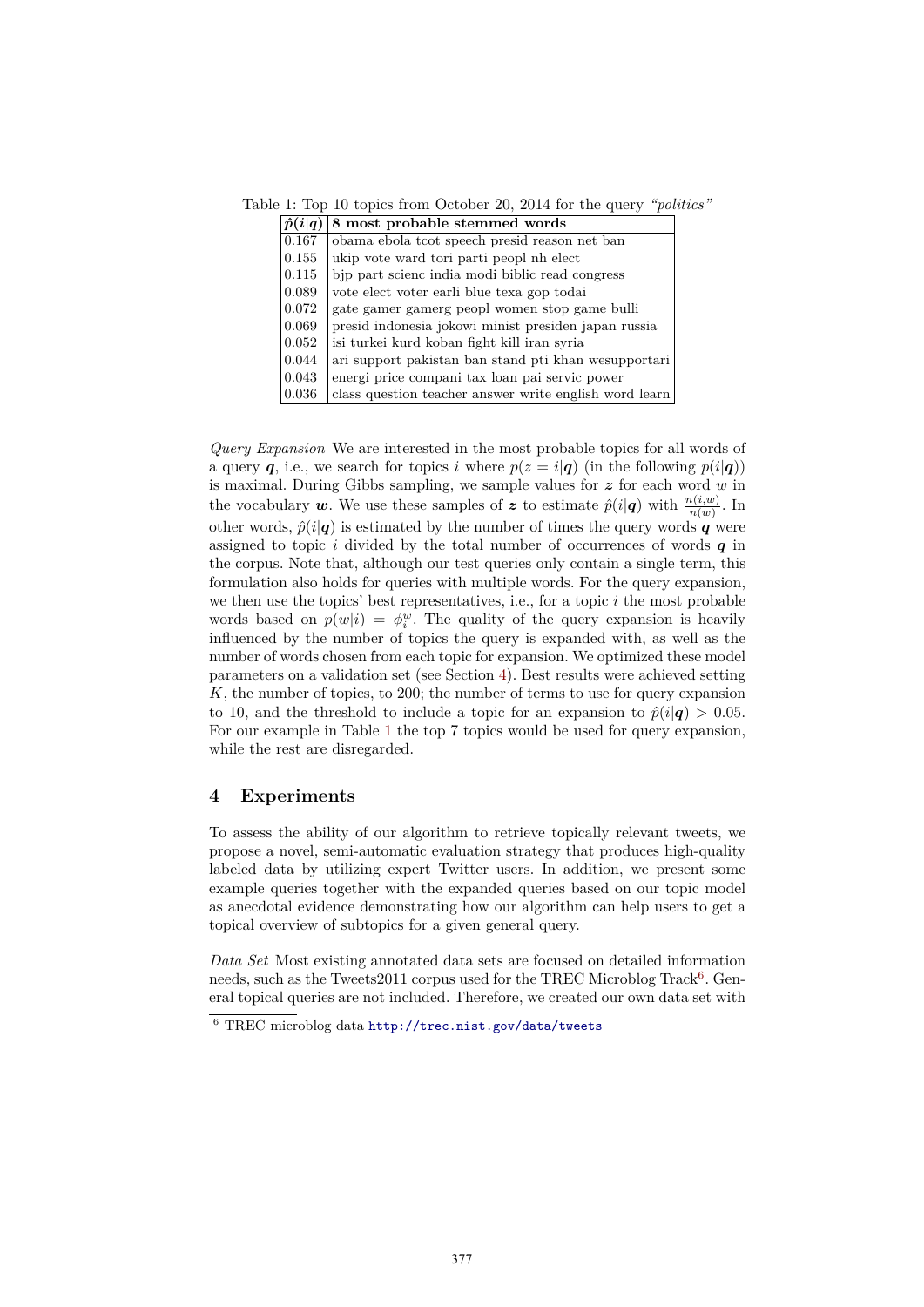Table 1: Top 10 topics from October 20, 2014 for the query *"politics"*

| $\hat{p}(i\|\boldsymbol{q})$ | **8 most probable stemmed words** |
|---|---|
| 0.167 | obama ebola tcot speech presid reason net ban |
| 0.155 | ukip vote ward tori parti peopl nh elect |
| 0.115 | bjp part scienc india modi biblic read congress |
| 0.089 | vote elect voter earli blue texa gop todai |
| 0.072 | gate gamer gamerg peopl women stop game bulli |
| 0.069 | presid indonesia jokowi minist presiden japan russia |
| 0.052 | isi turkei kurd koban fight kill iran syria |
| 0.044 | ari support pakistan ban stand pti khan wesupportari |
| 0.043 | energi price compani tax loan pai servic power |
| 0.036 | class question teacher answer write english word learn |

*Query Expansion* We are interested in the most probable topics for all words of a query $\boldsymbol{q}$, i.e., we search for topics $i$ where $p(z = i|\boldsymbol{q})$ (in the following $p(i|\boldsymbol{q})$) is maximal. During Gibbs sampling, we sample values for $\boldsymbol{z}$ for each word $w$ in the vocabulary $\boldsymbol{w}$. We use these samples of $\boldsymbol{z}$ to estimate $\hat{p}(i|\boldsymbol{q})$ with $\frac{n(i,w)}{n(w)}$. In other words, $\hat{p}(i|\boldsymbol{q})$ is estimated by the number of times the query words $\boldsymbol{q}$ were assigned to topic $i$ divided by the total number of occurrences of words $\boldsymbol{q}$ in the corpus. Note that, although our test queries only contain a single term, this formulation also holds for queries with multiple words. For the query expansion, we then use the topics' best representatives, i.e., for a topic $i$ the most probable words based on $p(w|i) = \phi_i^w$. The quality of the query expansion is heavily influenced by the number of topics the query is expanded with, as well as the number of words chosen from each topic for expansion. We optimized these model parameters on a validation set (see Section 4). Best results were achieved setting $K$, the number of topics, to 200; the number of terms to use for query expansion to 10, and the threshold to include a topic for an expansion to $\hat{p}(i|\boldsymbol{q}) > 0.05$. For our example in Table 1 the top 7 topics would be used for query expansion, while the rest are disregarded.

## 4 Experiments

To assess the ability of our algorithm to retrieve topically relevant tweets, we propose a novel, semi-automatic evaluation strategy that produces high-quality labeled data by utilizing expert Twitter users. In addition, we present some example queries together with the expanded queries based on our topic model as anecdotal evidence demonstrating how our algorithm can help users to get a topical overview of subtopics for a given general query.

*Data Set* Most existing annotated data sets are focused on detailed information needs, such as the Tweets2011 corpus used for the TREC Microblog Track[6]. General topical queries are not included. Therefore, we created our own data set with

[6] TREC microblog data http://trec.nist.gov/data/tweets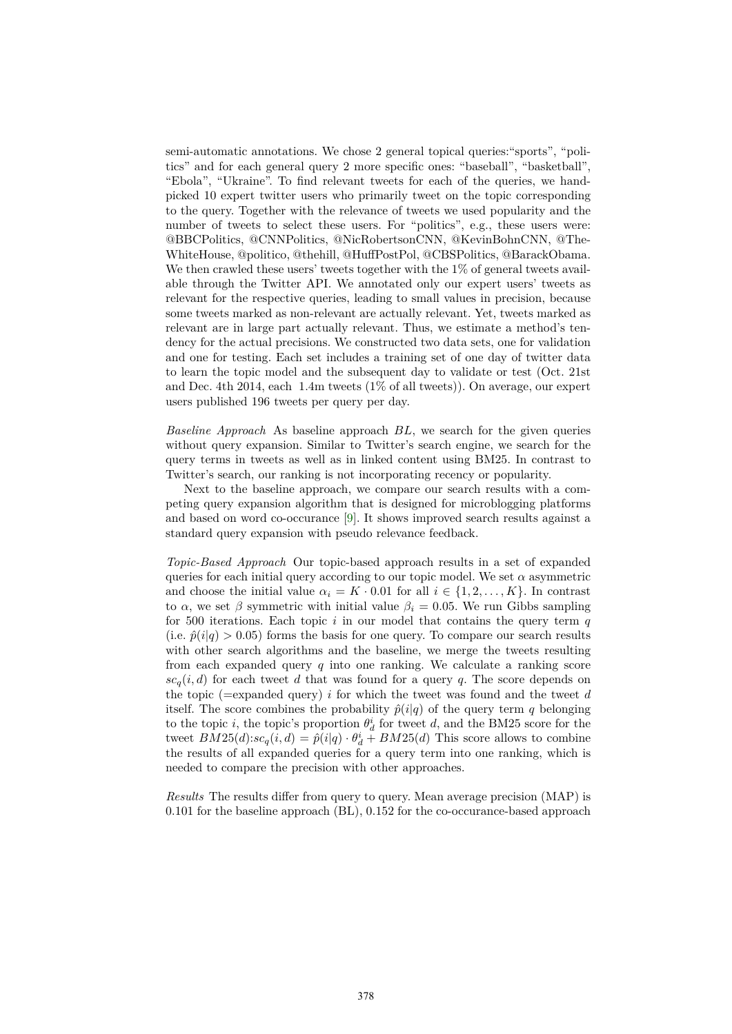semi-automatic annotations. We chose 2 general topical queries:"sports", "politics" and for each general query 2 more specific ones: "baseball", "basketball", "Ebola", "Ukraine". To find relevant tweets for each of the queries, we handpicked 10 expert twitter users who primarily tweet on the topic corresponding to the query. Together with the relevance of tweets we used popularity and the number of tweets to select these users. For "politics", e.g., these users were: @BBCPolitics, @CNNPolitics, @NicRobertsonCNN, @KevinBohnCNN, @TheWhiteHouse, @politico, @thehill, @HuffPostPol, @CBSPolitics, @BarackObama. We then crawled these users' tweets together with the 1% of general tweets available through the Twitter API. We annotated only our expert users' tweets as relevant for the respective queries, leading to small values in precision, because some tweets marked as non-relevant are actually relevant. Yet, tweets marked as relevant are in large part actually relevant. Thus, we estimate a method's tendency for the actual precisions. We constructed two data sets, one for validation and one for testing. Each set includes a training set of one day of twitter data to learn the topic model and the subsequent day to validate or test (Oct. 21st and Dec. 4th 2014, each 1.4m tweets (1% of all tweets)). On average, our expert users published 196 tweets per query per day.

*Baseline Approach* As baseline approach *BL*, we search for the given queries without query expansion. Similar to Twitter's search engine, we search for the query terms in tweets as well as in linked content using BM25. In contrast to Twitter's search, our ranking is not incorporating recency or popularity.

Next to the baseline approach, we compare our search results with a competing query expansion algorithm that is designed for microblogging platforms and based on word co-occurance [9]. It shows improved search results against a standard query expansion with pseudo relevance feedback.

*Topic-Based Approach* Our topic-based approach results in a set of expanded queries for each initial query according to our topic model. We set $\alpha$ asymmetric and choose the initial value $\alpha_i = K \cdot 0.01$ for all $i \in \{1, 2, \ldots, K\}$. In contrast to $\alpha$, we set $\beta$ symmetric with initial value $\beta_i = 0.05$. We run Gibbs sampling for 500 iterations. Each topic $i$ in our model that contains the query term $q$ (i.e. $\hat{p}(i|q) > 0.05$) forms the basis for one query. To compare our search results with other search algorithms and the baseline, we merge the tweets resulting from each expanded query $q$ into one ranking. We calculate a ranking score $sc_q(i, d)$ for each tweet $d$ that was found for a query $q$. The score depends on the topic (=expanded query) $i$ for which the tweet was found and the tweet $d$ itself. The score combines the probability $\hat{p}(i|q)$ of the query term $q$ belonging to the topic $i$, the topic's proportion $\theta_d^i$ for tweet $d$, and the BM25 score for the tweet $BM25(d)$:$sc_q(i, d) = \hat{p}(i|q) \cdot \theta_d^i + BM25(d)$ This score allows to combine the results of all expanded queries for a query term into one ranking, which is needed to compare the precision with other approaches.

*Results* The results differ from query to query. Mean average precision (MAP) is 0.101 for the baseline approach (BL), 0.152 for the co-occurance-based approach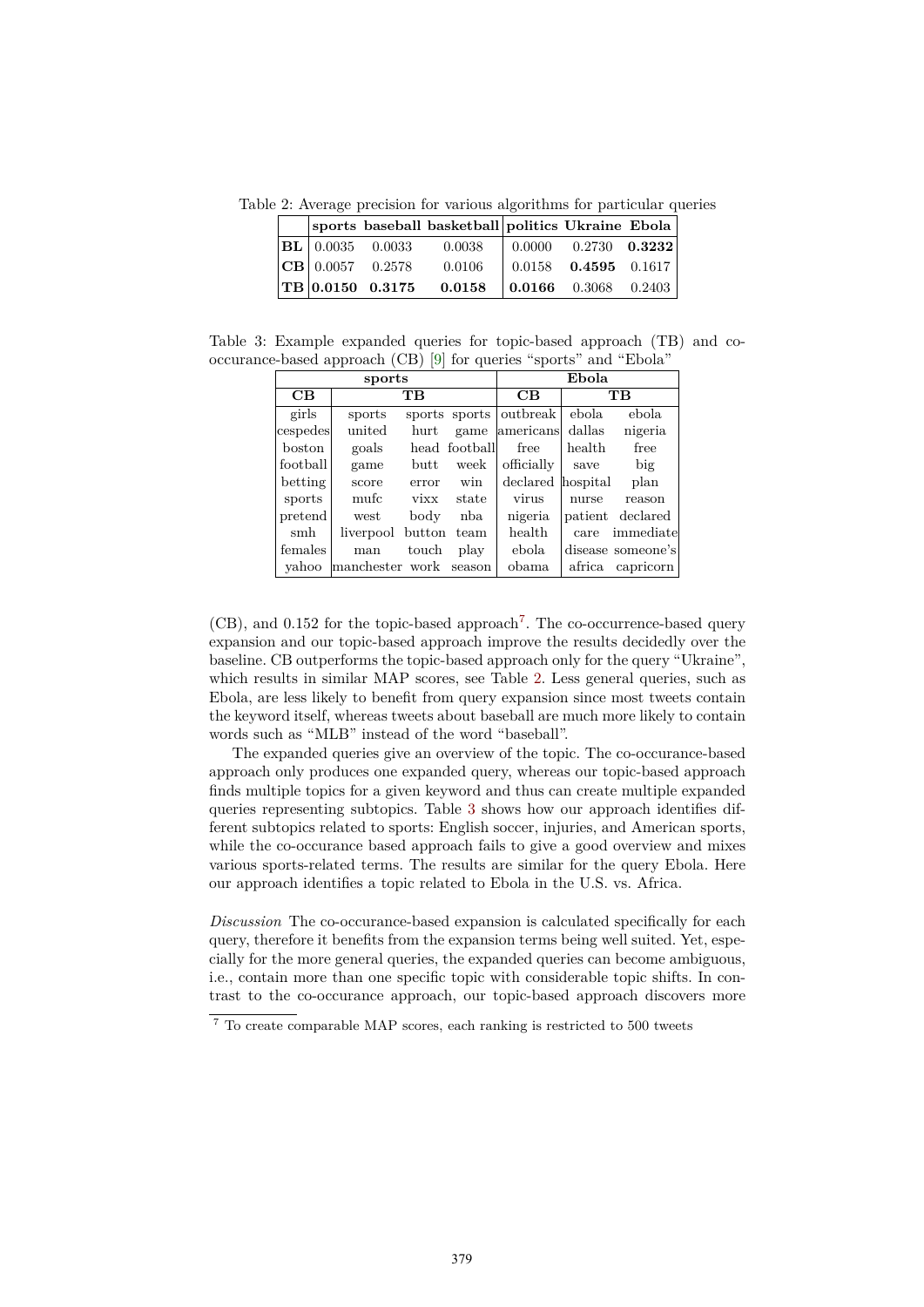Table 2: Average precision for various algorithms for particular queries

| | sports | baseball | basketball | politics | Ukraine | Ebola |
|---|---|---|---|---|---|---|
| **BL** | 0.0035 | 0.0033 | 0.0038 | 0.0000 | 0.2730 | **0.3232** |
| **CB** | 0.0057 | 0.2578 | 0.0106 | 0.0158 | **0.4595** | 0.1617 |
| **TB** | **0.0150** | **0.3175** | **0.0158** | **0.0166** | 0.3068 | 0.2403 |

Table 3: Example expanded queries for topic-based approach (TB) and co-occurance-based approach (CB) [9] for queries "sports" and "Ebola"

| **sports** | | | | **Ebola** | | |
|---|---|---|---|---|---|---|
| **CB** | **TB** | | | **CB** | **TB** | |
| girls | sports | sports | sports | outbreak | ebola | ebola |
| cespedes | united | hurt | game | americans | dallas | nigeria |
| boston | goals | head | football | free | health | free |
| football | game | butt | week | officially | save | big |
| betting | score | error | win | declared | hospital | plan |
| sports | mufc | vixx | state | virus | nurse | reason |
| pretend | west | body | nba | nigeria | patient | declared |
| smh | liverpool | button | team | health | care | immediate |
| females | man | touch | play | ebola | disease | someone's |
| yahoo | manchester | work | season | obama | africa | capricorn |

(CB), and 0.152 for the topic-based approach[7]. The co-occurrence-based query expansion and our topic-based approach improve the results decidedly over the baseline. CB outperforms the topic-based approach only for the query "Ukraine", which results in similar MAP scores, see Table 2. Less general queries, such as Ebola, are less likely to benefit from query expansion since most tweets contain the keyword itself, whereas tweets about baseball are much more likely to contain words such as "MLB" instead of the word "baseball".

The expanded queries give an overview of the topic. The co-occurance-based approach only produces one expanded query, whereas our topic-based approach finds multiple topics for a given keyword and thus can create multiple expanded queries representing subtopics. Table 3 shows how our approach identifies different subtopics related to sports: English soccer, injuries, and American sports, while the co-occurance based approach fails to give a good overview and mixes various sports-related terms. The results are similar for the query Ebola. Here our approach identifies a topic related to Ebola in the U.S. vs. Africa.

*Discussion* The co-occurance-based expansion is calculated specifically for each query, therefore it benefits from the expansion terms being well suited. Yet, especially for the more general queries, the expanded queries can become ambiguous, i.e., contain more than one specific topic with considerable topic shifts. In contrast to the co-occurance approach, our topic-based approach discovers more

[7] To create comparable MAP scores, each ranking is restricted to 500 tweets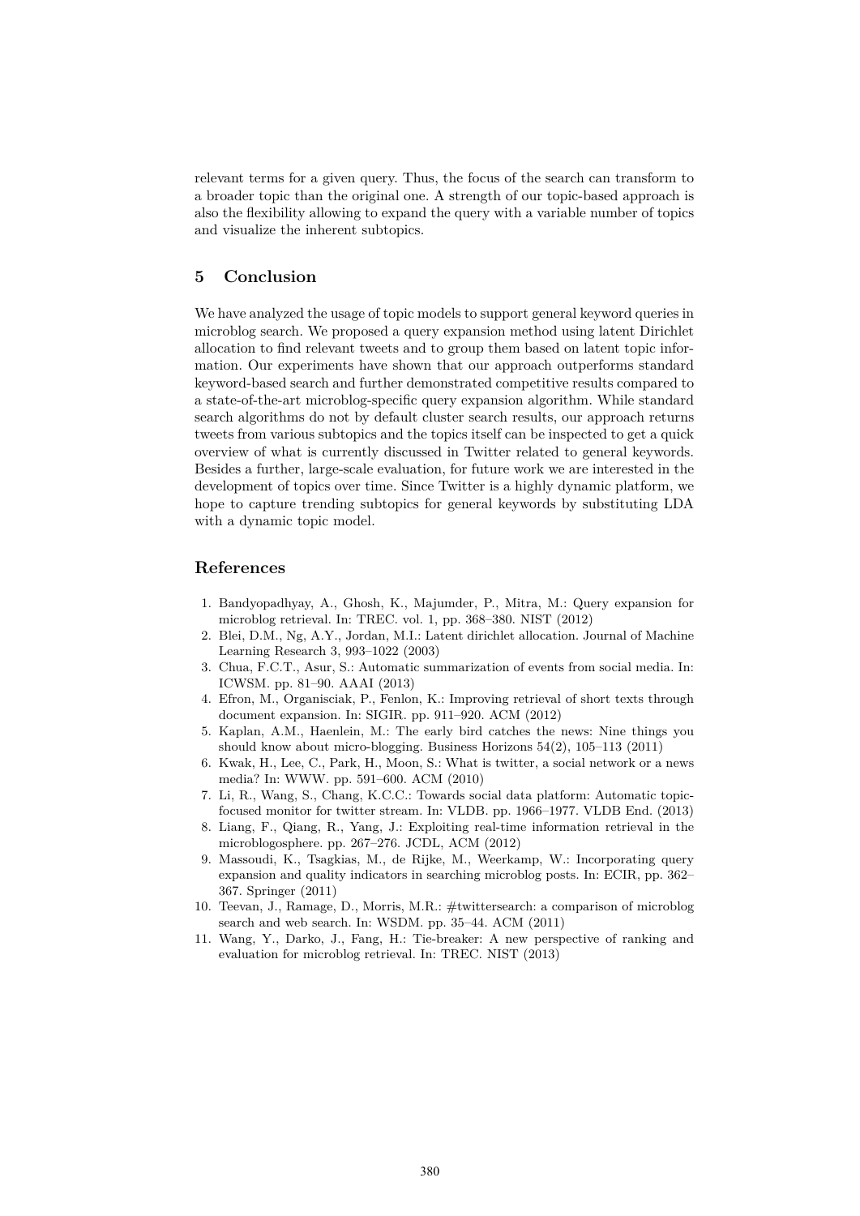relevant terms for a given query. Thus, the focus of the search can transform to a broader topic than the original one. A strength of our topic-based approach is also the flexibility allowing to expand the query with a variable number of topics and visualize the inherent subtopics.

## 5 Conclusion

We have analyzed the usage of topic models to support general keyword queries in microblog search. We proposed a query expansion method using latent Dirichlet allocation to find relevant tweets and to group them based on latent topic information. Our experiments have shown that our approach outperforms standard keyword-based search and further demonstrated competitive results compared to a state-of-the-art microblog-specific query expansion algorithm. While standard search algorithms do not by default cluster search results, our approach returns tweets from various subtopics and the topics itself can be inspected to get a quick overview of what is currently discussed in Twitter related to general keywords. Besides a further, large-scale evaluation, for future work we are interested in the development of topics over time. Since Twitter is a highly dynamic platform, we hope to capture trending subtopics for general keywords by substituting LDA with a dynamic topic model.

## References

1. Bandyopadhyay, A., Ghosh, K., Majumder, P., Mitra, M.: Query expansion for microblog retrieval. In: TREC. vol. 1, pp. 368–380. NIST (2012)
2. Blei, D.M., Ng, A.Y., Jordan, M.I.: Latent dirichlet allocation. Journal of Machine Learning Research 3, 993–1022 (2003)
3. Chua, F.C.T., Asur, S.: Automatic summarization of events from social media. In: ICWSM. pp. 81–90. AAAI (2013)
4. Efron, M., Organisciak, P., Fenlon, K.: Improving retrieval of short texts through document expansion. In: SIGIR. pp. 911–920. ACM (2012)
5. Kaplan, A.M., Haenlein, M.: The early bird catches the news: Nine things you should know about micro-blogging. Business Horizons 54(2), 105–113 (2011)
6. Kwak, H., Lee, C., Park, H., Moon, S.: What is twitter, a social network or a news media? In: WWW. pp. 591–600. ACM (2010)
7. Li, R., Wang, S., Chang, K.C.C.: Towards social data platform: Automatic topic-focused monitor for twitter stream. In: VLDB. pp. 1966–1977. VLDB End. (2013)
8. Liang, F., Qiang, R., Yang, J.: Exploiting real-time information retrieval in the microblogosphere. pp. 267–276. JCDL, ACM (2012)
9. Massoudi, K., Tsagkias, M., de Rijke, M., Weerkamp, W.: Incorporating query expansion and quality indicators in searching microblog posts. In: ECIR, pp. 362–367. Springer (2011)
10. Teevan, J., Ramage, D., Morris, M.R.: #twittersearch: a comparison of microblog search and web search. In: WSDM. pp. 35–44. ACM (2011)
11. Wang, Y., Darko, J., Fang, H.: Tie-breaker: A new perspective of ranking and evaluation for microblog retrieval. In: TREC. NIST (2013)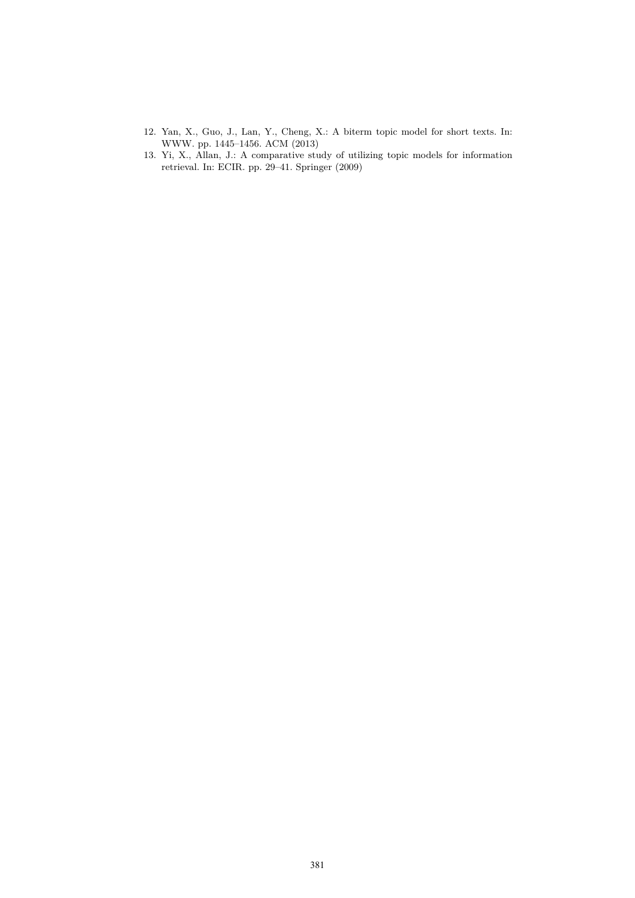12. Yan, X., Guo, J., Lan, Y., Cheng, X.: A biterm topic model for short texts. In: WWW. pp. 1445–1456. ACM (2013)
13. Yi, X., Allan, J.: A comparative study of utilizing topic models for information retrieval. In: ECIR. pp. 29–41. Springer (2009)